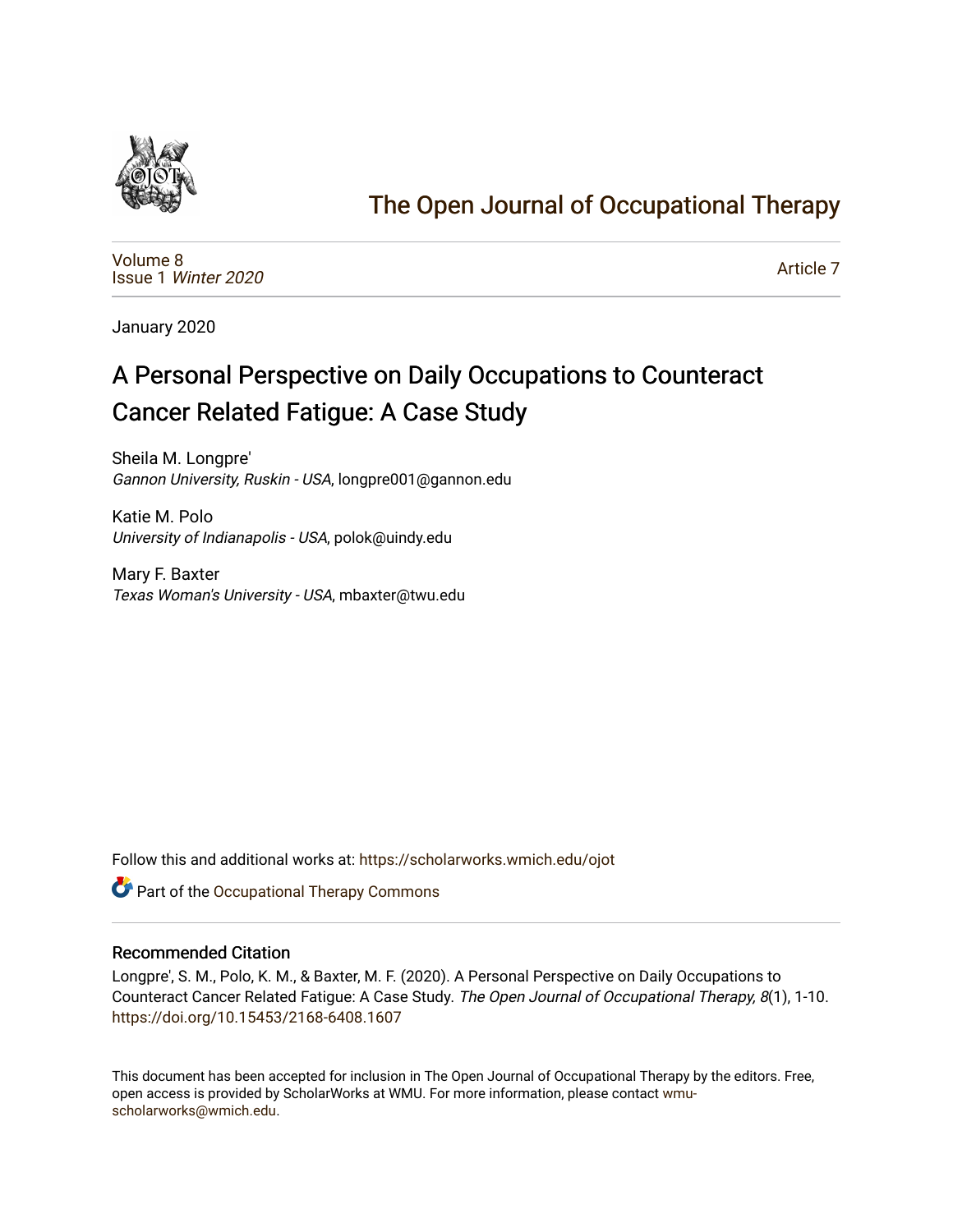# The Open Journal of Occupational Therapy

Volume 8
Issue 1 *Winter 2020*

Article 7

January 2020

# A Personal Perspective on Daily Occupations to Counteract Cancer Related Fatigue: A Case Study

Sheila M. Longpre'
*Gannon University, Ruskin - USA*, longpre001@gannon.edu

Katie M. Polo
*University of Indianapolis - USA*, polok@uindy.edu

Mary F. Baxter
*Texas Woman's University - USA*, mbaxter@twu.edu

Follow this and additional works at: https://scholarworks.wmich.edu/ojot

Part of the Occupational Therapy Commons

### Recommended Citation

Longpre', S. M., Polo, K. M., & Baxter, M. F. (2020). A Personal Perspective on Daily Occupations to Counteract Cancer Related Fatigue: A Case Study. *The Open Journal of Occupational Therapy, 8*(1), 1-10. https://doi.org/10.15453/2168-6408.1607

This document has been accepted for inclusion in The Open Journal of Occupational Therapy by the editors. Free, open access is provided by ScholarWorks at WMU. For more information, please contact wmu-scholarworks@wmich.edu.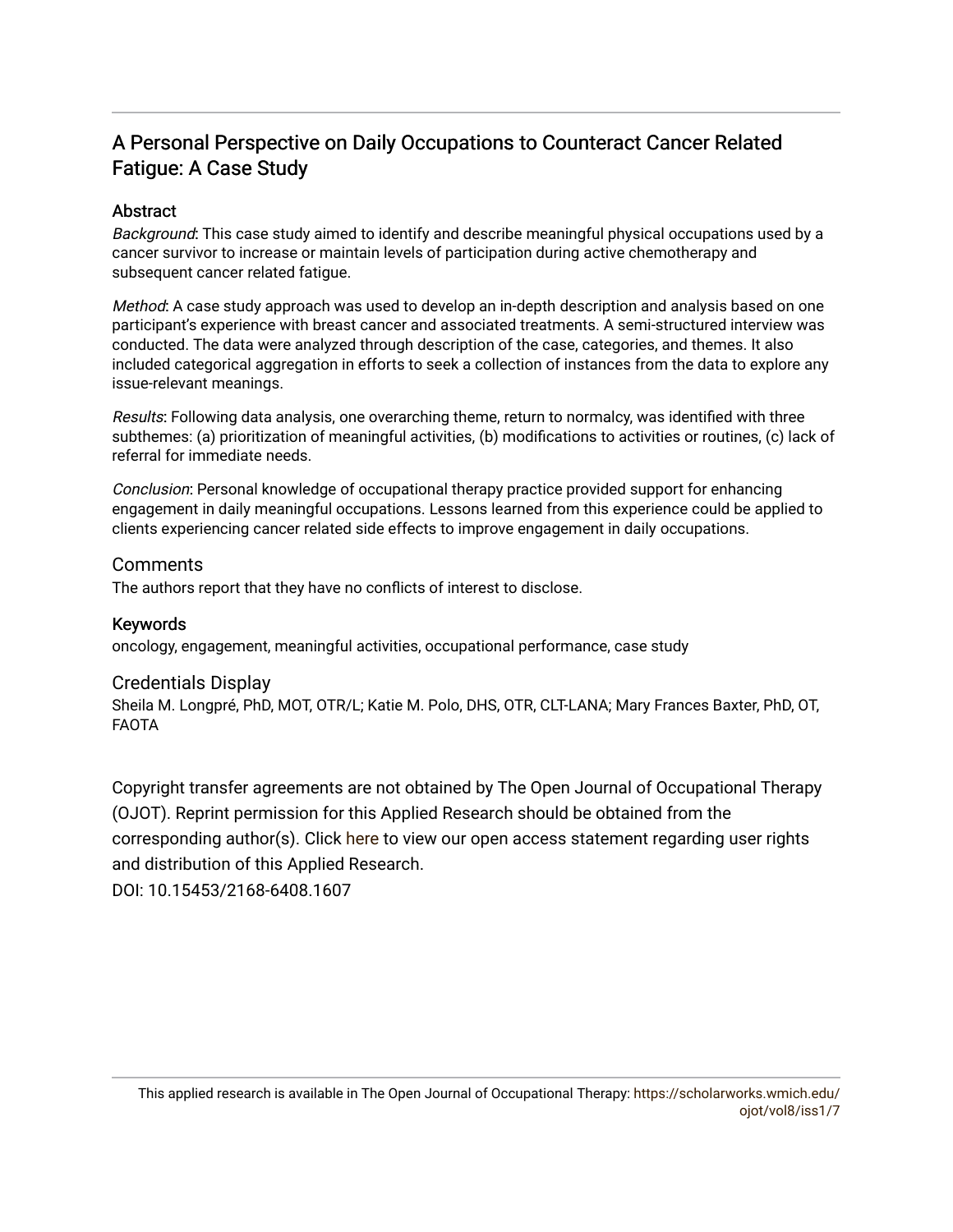# A Personal Perspective on Daily Occupations to Counteract Cancer Related Fatigue: A Case Study

## Abstract

*Background*: This case study aimed to identify and describe meaningful physical occupations used by a cancer survivor to increase or maintain levels of participation during active chemotherapy and subsequent cancer related fatigue.

*Method*: A case study approach was used to develop an in-depth description and analysis based on one participant's experience with breast cancer and associated treatments. A semi-structured interview was conducted. The data were analyzed through description of the case, categories, and themes. It also included categorical aggregation in efforts to seek a collection of instances from the data to explore any issue-relevant meanings.

*Results*: Following data analysis, one overarching theme, return to normalcy, was identified with three subthemes: (a) prioritization of meaningful activities, (b) modifications to activities or routines, (c) lack of referral for immediate needs.

*Conclusion*: Personal knowledge of occupational therapy practice provided support for enhancing engagement in daily meaningful occupations. Lessons learned from this experience could be applied to clients experiencing cancer related side effects to improve engagement in daily occupations.

## Comments

The authors report that they have no conflicts of interest to disclose.

## Keywords

oncology, engagement, meaningful activities, occupational performance, case study

## Credentials Display

Sheila M. Longpré, PhD, MOT, OTR/L; Katie M. Polo, DHS, OTR, CLT-LANA; Mary Frances Baxter, PhD, OT, FAOTA

Copyright transfer agreements are not obtained by The Open Journal of Occupational Therapy (OJOT). Reprint permission for this Applied Research should be obtained from the corresponding author(s). Click here to view our open access statement regarding user rights and distribution of this Applied Research.

DOI: 10.15453/2168-6408.1607

This applied research is available in The Open Journal of Occupational Therapy: https://scholarworks.wmich.edu/ojot/vol8/iss1/7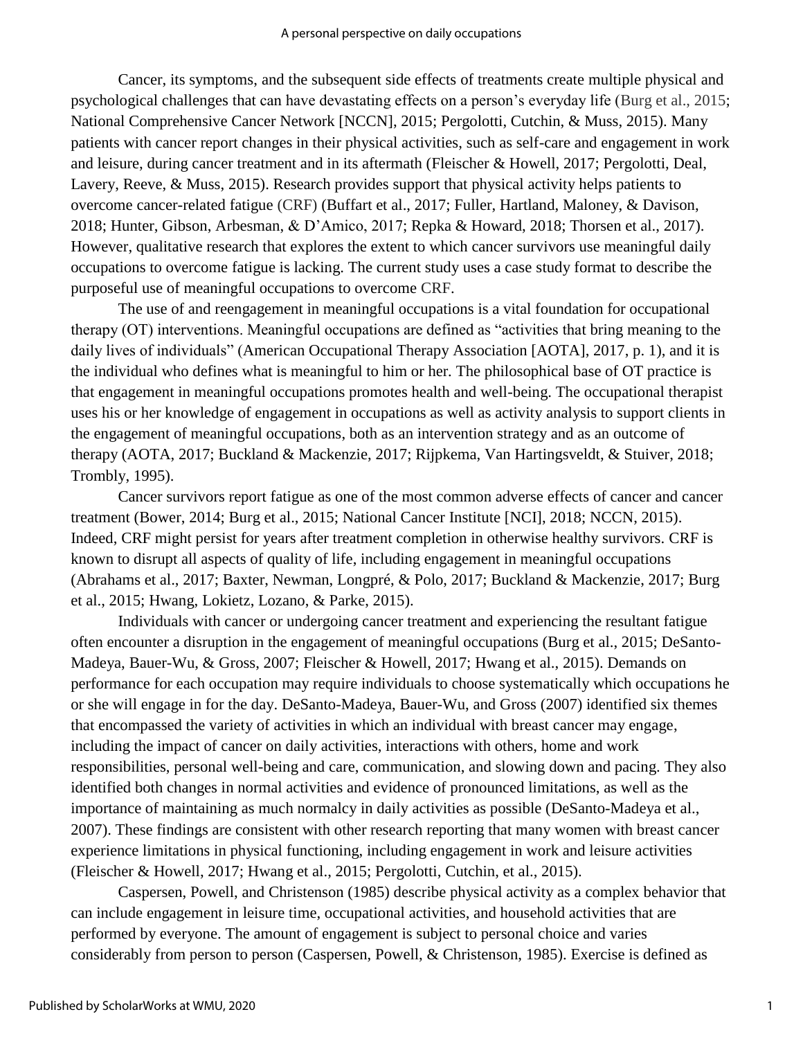Cancer, its symptoms, and the subsequent side effects of treatments create multiple physical and psychological challenges that can have devastating effects on a person's everyday life (Burg et al., 2015; National Comprehensive Cancer Network [NCCN], 2015; Pergolotti, Cutchin, & Muss, 2015). Many patients with cancer report changes in their physical activities, such as self-care and engagement in work and leisure, during cancer treatment and in its aftermath (Fleischer & Howell, 2017; Pergolotti, Deal, Lavery, Reeve, & Muss, 2015). Research provides support that physical activity helps patients to overcome cancer-related fatigue (CRF) (Buffart et al., 2017; Fuller, Hartland, Maloney, & Davison, 2018; Hunter, Gibson, Arbesman, & D'Amico, 2017; Repka & Howard, 2018; Thorsen et al., 2017). However, qualitative research that explores the extent to which cancer survivors use meaningful daily occupations to overcome fatigue is lacking. The current study uses a case study format to describe the purposeful use of meaningful occupations to overcome CRF.

The use of and reengagement in meaningful occupations is a vital foundation for occupational therapy (OT) interventions. Meaningful occupations are defined as "activities that bring meaning to the daily lives of individuals" (American Occupational Therapy Association [AOTA], 2017, p. 1), and it is the individual who defines what is meaningful to him or her. The philosophical base of OT practice is that engagement in meaningful occupations promotes health and well-being. The occupational therapist uses his or her knowledge of engagement in occupations as well as activity analysis to support clients in the engagement of meaningful occupations, both as an intervention strategy and as an outcome of therapy (AOTA, 2017; Buckland & Mackenzie, 2017; Rijpkema, Van Hartingsveldt, & Stuiver, 2018; Trombly, 1995).

Cancer survivors report fatigue as one of the most common adverse effects of cancer and cancer treatment (Bower, 2014; Burg et al., 2015; National Cancer Institute [NCI], 2018; NCCN, 2015). Indeed, CRF might persist for years after treatment completion in otherwise healthy survivors. CRF is known to disrupt all aspects of quality of life, including engagement in meaningful occupations (Abrahams et al., 2017; Baxter, Newman, Longpré, & Polo, 2017; Buckland & Mackenzie, 2017; Burg et al., 2015; Hwang, Lokietz, Lozano, & Parke, 2015).

Individuals with cancer or undergoing cancer treatment and experiencing the resultant fatigue often encounter a disruption in the engagement of meaningful occupations (Burg et al., 2015; DeSanto-Madeya, Bauer-Wu, & Gross, 2007; Fleischer & Howell, 2017; Hwang et al., 2015). Demands on performance for each occupation may require individuals to choose systematically which occupations he or she will engage in for the day. DeSanto-Madeya, Bauer-Wu, and Gross (2007) identified six themes that encompassed the variety of activities in which an individual with breast cancer may engage, including the impact of cancer on daily activities, interactions with others, home and work responsibilities, personal well-being and care, communication, and slowing down and pacing. They also identified both changes in normal activities and evidence of pronounced limitations, as well as the importance of maintaining as much normalcy in daily activities as possible (DeSanto-Madeya et al., 2007). These findings are consistent with other research reporting that many women with breast cancer experience limitations in physical functioning, including engagement in work and leisure activities (Fleischer & Howell, 2017; Hwang et al., 2015; Pergolotti, Cutchin, et al., 2015).

Caspersen, Powell, and Christenson (1985) describe physical activity as a complex behavior that can include engagement in leisure time, occupational activities, and household activities that are performed by everyone. The amount of engagement is subject to personal choice and varies considerably from person to person (Caspersen, Powell, & Christenson, 1985). Exercise is defined as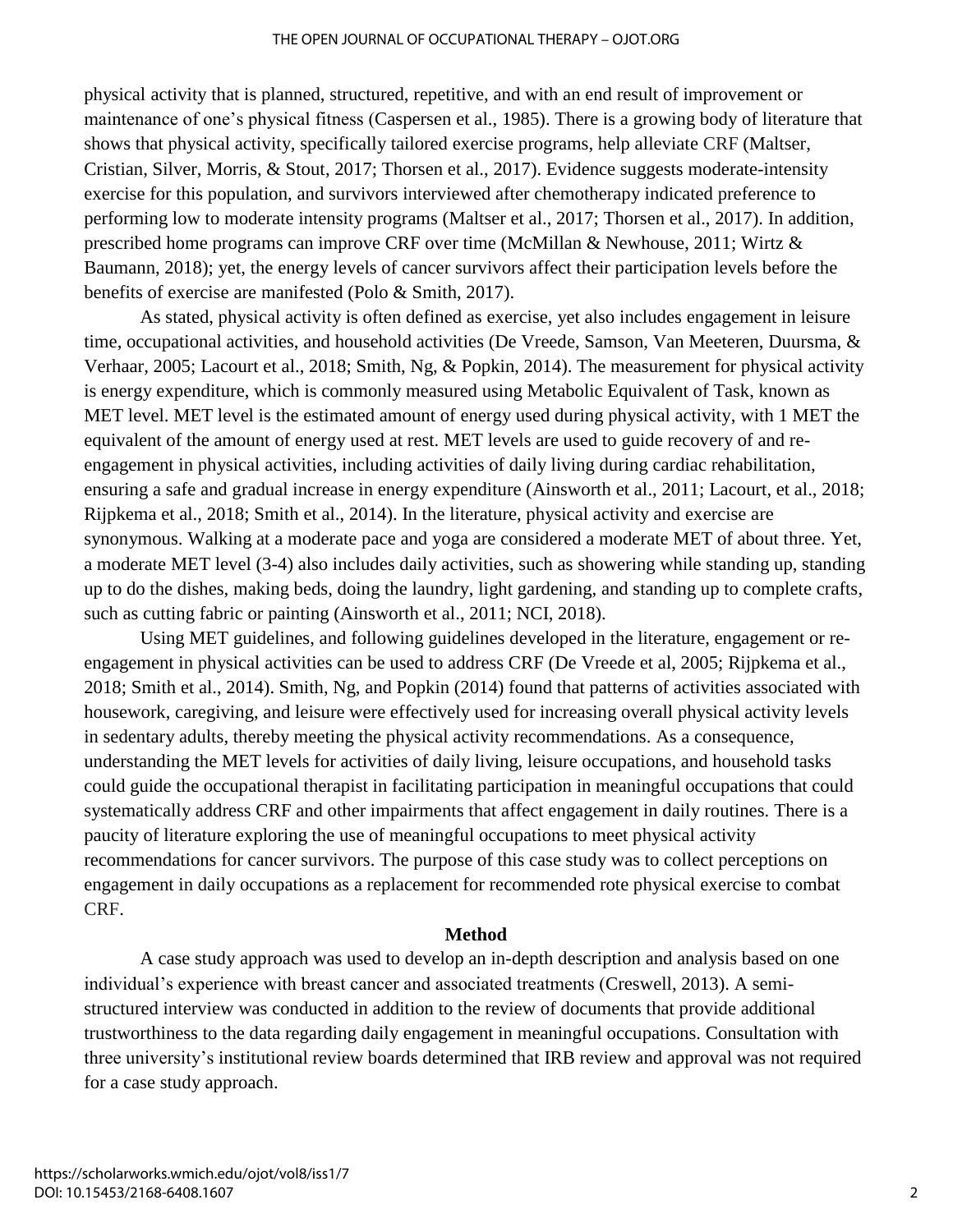physical activity that is planned, structured, repetitive, and with an end result of improvement or maintenance of one's physical fitness (Caspersen et al., 1985). There is a growing body of literature that shows that physical activity, specifically tailored exercise programs, help alleviate CRF (Maltser, Cristian, Silver, Morris, & Stout, 2017; Thorsen et al., 2017). Evidence suggests moderate-intensity exercise for this population, and survivors interviewed after chemotherapy indicated preference to performing low to moderate intensity programs (Maltser et al., 2017; Thorsen et al., 2017). In addition, prescribed home programs can improve CRF over time (McMillan & Newhouse, 2011; Wirtz & Baumann, 2018); yet, the energy levels of cancer survivors affect their participation levels before the benefits of exercise are manifested (Polo & Smith, 2017).

As stated, physical activity is often defined as exercise, yet also includes engagement in leisure time, occupational activities, and household activities (De Vreede, Samson, Van Meeteren, Duursma, & Verhaar, 2005; Lacourt et al., 2018; Smith, Ng, & Popkin, 2014). The measurement for physical activity is energy expenditure, which is commonly measured using Metabolic Equivalent of Task, known as MET level. MET level is the estimated amount of energy used during physical activity, with 1 MET the equivalent of the amount of energy used at rest. MET levels are used to guide recovery of and re-engagement in physical activities, including activities of daily living during cardiac rehabilitation, ensuring a safe and gradual increase in energy expenditure (Ainsworth et al., 2011; Lacourt, et al., 2018; Rijpkema et al., 2018; Smith et al., 2014). In the literature, physical activity and exercise are synonymous. Walking at a moderate pace and yoga are considered a moderate MET of about three. Yet, a moderate MET level (3-4) also includes daily activities, such as showering while standing up, standing up to do the dishes, making beds, doing the laundry, light gardening, and standing up to complete crafts, such as cutting fabric or painting (Ainsworth et al., 2011; NCI, 2018).

Using MET guidelines, and following guidelines developed in the literature, engagement or re-engagement in physical activities can be used to address CRF (De Vreede et al, 2005; Rijpkema et al., 2018; Smith et al., 2014). Smith, Ng, and Popkin (2014) found that patterns of activities associated with housework, caregiving, and leisure were effectively used for increasing overall physical activity levels in sedentary adults, thereby meeting the physical activity recommendations. As a consequence, understanding the MET levels for activities of daily living, leisure occupations, and household tasks could guide the occupational therapist in facilitating participation in meaningful occupations that could systematically address CRF and other impairments that affect engagement in daily routines. There is a paucity of literature exploring the use of meaningful occupations to meet physical activity recommendations for cancer survivors. The purpose of this case study was to collect perceptions on engagement in daily occupations as a replacement for recommended rote physical exercise to combat CRF.

## Method

A case study approach was used to develop an in-depth description and analysis based on one individual's experience with breast cancer and associated treatments (Creswell, 2013). A semi-structured interview was conducted in addition to the review of documents that provide additional trustworthiness to the data regarding daily engagement in meaningful occupations. Consultation with three university's institutional review boards determined that IRB review and approval was not required for a case study approach.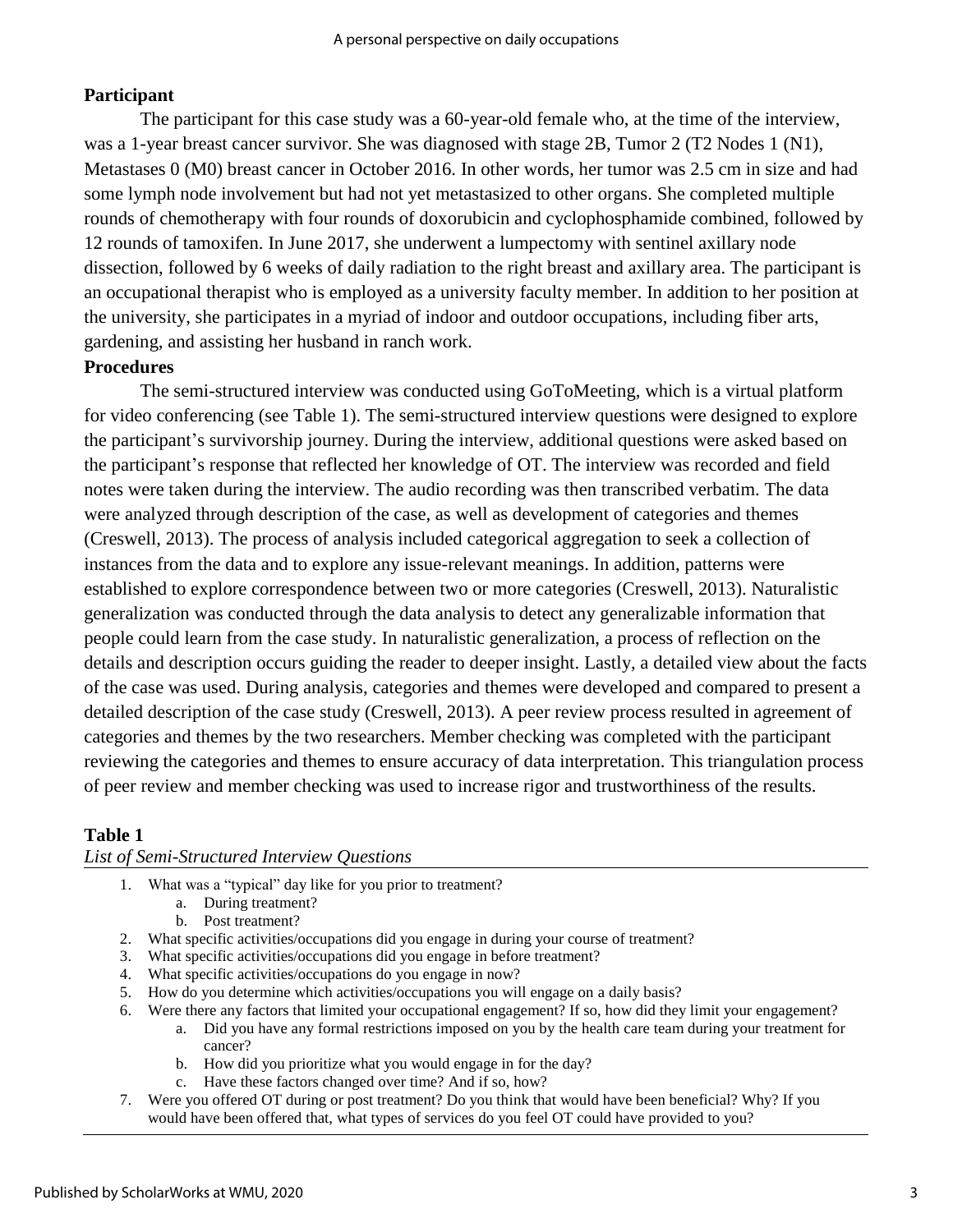### Participant

The participant for this case study was a 60-year-old female who, at the time of the interview, was a 1-year breast cancer survivor. She was diagnosed with stage 2B, Tumor 2 (T2 Nodes 1 (N1), Metastases 0 (M0) breast cancer in October 2016. In other words, her tumor was 2.5 cm in size and had some lymph node involvement but had not yet metastasized to other organs. She completed multiple rounds of chemotherapy with four rounds of doxorubicin and cyclophosphamide combined, followed by 12 rounds of tamoxifen. In June 2017, she underwent a lumpectomy with sentinel axillary node dissection, followed by 6 weeks of daily radiation to the right breast and axillary area. The participant is an occupational therapist who is employed as a university faculty member. In addition to her position at the university, she participates in a myriad of indoor and outdoor occupations, including fiber arts, gardening, and assisting her husband in ranch work.

### Procedures

The semi-structured interview was conducted using GoToMeeting, which is a virtual platform for video conferencing (see Table 1). The semi-structured interview questions were designed to explore the participant's survivorship journey. During the interview, additional questions were asked based on the participant's response that reflected her knowledge of OT. The interview was recorded and field notes were taken during the interview. The audio recording was then transcribed verbatim. The data were analyzed through description of the case, as well as development of categories and themes (Creswell, 2013). The process of analysis included categorical aggregation to seek a collection of instances from the data and to explore any issue-relevant meanings. In addition, patterns were established to explore correspondence between two or more categories (Creswell, 2013). Naturalistic generalization was conducted through the data analysis to detect any generalizable information that people could learn from the case study. In naturalistic generalization, a process of reflection on the details and description occurs guiding the reader to deeper insight. Lastly, a detailed view about the facts of the case was used. During analysis, categories and themes were developed and compared to present a detailed description of the case study (Creswell, 2013). A peer review process resulted in agreement of categories and themes by the two researchers. Member checking was completed with the participant reviewing the categories and themes to ensure accuracy of data interpretation. This triangulation process of peer review and member checking was used to increase rigor and trustworthiness of the results.

**Table 1**

*List of Semi-Structured Interview Questions*

1. What was a "typical" day like for you prior to treatment?
    a. During treatment?
    b. Post treatment?
2. What specific activities/occupations did you engage in during your course of treatment?
3. What specific activities/occupations did you engage in before treatment?
4. What specific activities/occupations do you engage in now?
5. How do you determine which activities/occupations you will engage on a daily basis?
6. Were there any factors that limited your occupational engagement? If so, how did they limit your engagement?
    a. Did you have any formal restrictions imposed on you by the health care team during your treatment for cancer?
    b. How did you prioritize what you would engage in for the day?
    c. Have these factors changed over time? And if so, how?
7. Were you offered OT during or post treatment? Do you think that would have been beneficial? Why? If you would have been offered that, what types of services do you feel OT could have provided to you?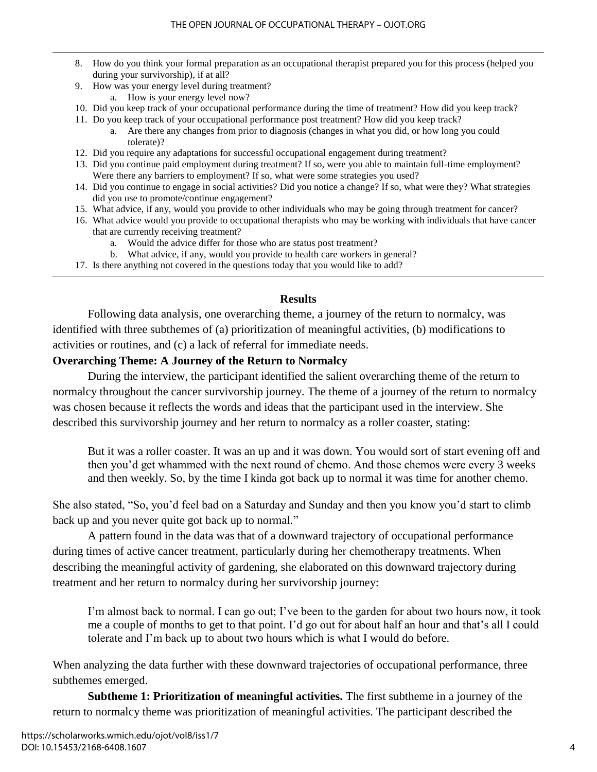8. How do you think your formal preparation as an occupational therapist prepared you for this process (helped you during your survivorship), if at all?
9. How was your energy level during treatment?
    a. How is your energy level now?
10. Did you keep track of your occupational performance during the time of treatment? How did you keep track?
11. Do you keep track of your occupational performance post treatment? How did you keep track?
    a. Are there any changes from prior to diagnosis (changes in what you did, or how long you could tolerate)?
12. Did you require any adaptations for successful occupational engagement during treatment?
13. Did you continue paid employment during treatment? If so, were you able to maintain full-time employment? Were there any barriers to employment? If so, what were some strategies you used?
14. Did you continue to engage in social activities? Did you notice a change? If so, what were they? What strategies did you use to promote/continue engagement?
15. What advice, if any, would you provide to other individuals who may be going through treatment for cancer?
16. What advice would you provide to occupational therapists who may be working with individuals that have cancer that are currently receiving treatment?
    a. Would the advice differ for those who are status post treatment?
    b. What advice, if any, would you provide to health care workers in general?
17. Is there anything not covered in the questions today that you would like to add?

## Results

Following data analysis, one overarching theme, a journey of the return to normalcy, was identified with three subthemes of (a) prioritization of meaningful activities, (b) modifications to activities or routines, and (c) a lack of referral for immediate needs.

### Overarching Theme: A Journey of the Return to Normalcy

During the interview, the participant identified the salient overarching theme of the return to normalcy throughout the cancer survivorship journey. The theme of a journey of the return to normalcy was chosen because it reflects the words and ideas that the participant used in the interview. She described this survivorship journey and her return to normalcy as a roller coaster, stating:

> But it was a roller coaster. It was an up and it was down. You would sort of start evening off and then you'd get whammed with the next round of chemo. And those chemos were every 3 weeks and then weekly. So, by the time I kinda got back up to normal it was time for another chemo.

She also stated, "So, you'd feel bad on a Saturday and Sunday and then you know you'd start to climb back up and you never quite got back up to normal."

A pattern found in the data was that of a downward trajectory of occupational performance during times of active cancer treatment, particularly during her chemotherapy treatments. When describing the meaningful activity of gardening, she elaborated on this downward trajectory during treatment and her return to normalcy during her survivorship journey:

> I'm almost back to normal. I can go out; I've been to the garden for about two hours now, it took me a couple of months to get to that point. I'd go out for about half an hour and that's all I could tolerate and I'm back up to about two hours which is what I would do before.

When analyzing the data further with these downward trajectories of occupational performance, three subthemes emerged.

**Subtheme 1: Prioritization of meaningful activities.** The first subtheme in a journey of the return to normalcy theme was prioritization of meaningful activities. The participant described the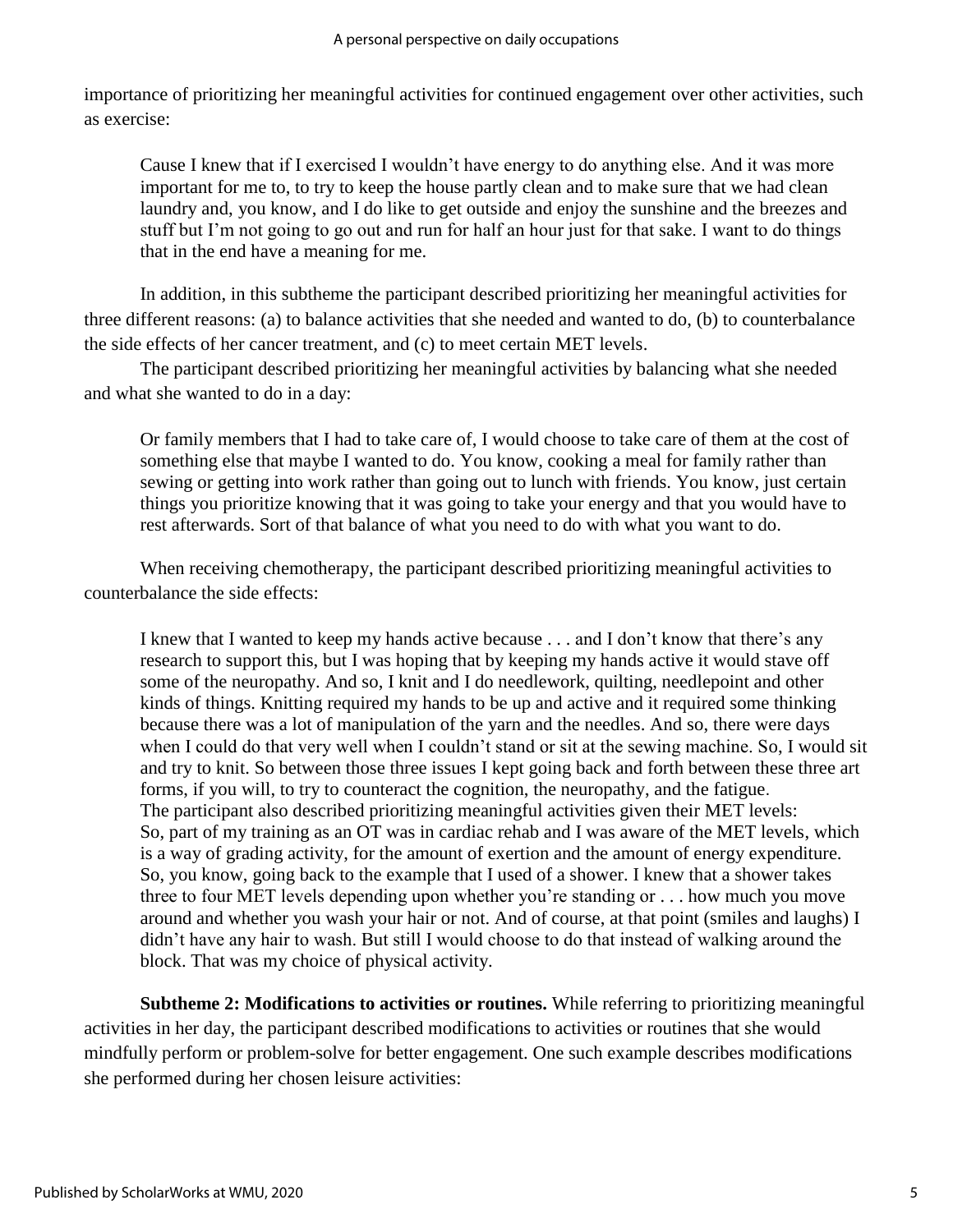importance of prioritizing her meaningful activities for continued engagement over other activities, such as exercise:

> Cause I knew that if I exercised I wouldn't have energy to do anything else. And it was more important for me to, to try to keep the house partly clean and to make sure that we had clean laundry and, you know, and I do like to get outside and enjoy the sunshine and the breezes and stuff but I'm not going to go out and run for half an hour just for that sake. I want to do things that in the end have a meaning for me.

In addition, in this subtheme the participant described prioritizing her meaningful activities for three different reasons: (a) to balance activities that she needed and wanted to do, (b) to counterbalance the side effects of her cancer treatment, and (c) to meet certain MET levels.

The participant described prioritizing her meaningful activities by balancing what she needed and what she wanted to do in a day:

> Or family members that I had to take care of, I would choose to take care of them at the cost of something else that maybe I wanted to do. You know, cooking a meal for family rather than sewing or getting into work rather than going out to lunch with friends. You know, just certain things you prioritize knowing that it was going to take your energy and that you would have to rest afterwards. Sort of that balance of what you need to do with what you want to do.

When receiving chemotherapy, the participant described prioritizing meaningful activities to counterbalance the side effects:

> I knew that I wanted to keep my hands active because . . . and I don't know that there's any research to support this, but I was hoping that by keeping my hands active it would stave off some of the neuropathy. And so, I knit and I do needlework, quilting, needlepoint and other kinds of things. Knitting required my hands to be up and active and it required some thinking because there was a lot of manipulation of the yarn and the needles. And so, there were days when I could do that very well when I couldn't stand or sit at the sewing machine. So, I would sit and try to knit. So between those three issues I kept going back and forth between these three art forms, if you will, to try to counteract the cognition, the neuropathy, and the fatigue.

The participant also described prioritizing meaningful activities given their MET levels:

> So, part of my training as an OT was in cardiac rehab and I was aware of the MET levels, which is a way of grading activity, for the amount of exertion and the amount of energy expenditure. So, you know, going back to the example that I used of a shower. I knew that a shower takes three to four MET levels depending upon whether you're standing or . . . how much you move around and whether you wash your hair or not. And of course, at that point (smiles and laughs) I didn't have any hair to wash. But still I would choose to do that instead of walking around the block. That was my choice of physical activity.

**Subtheme 2: Modifications to activities or routines.** While referring to prioritizing meaningful activities in her day, the participant described modifications to activities or routines that she would mindfully perform or problem-solve for better engagement. One such example describes modifications she performed during her chosen leisure activities: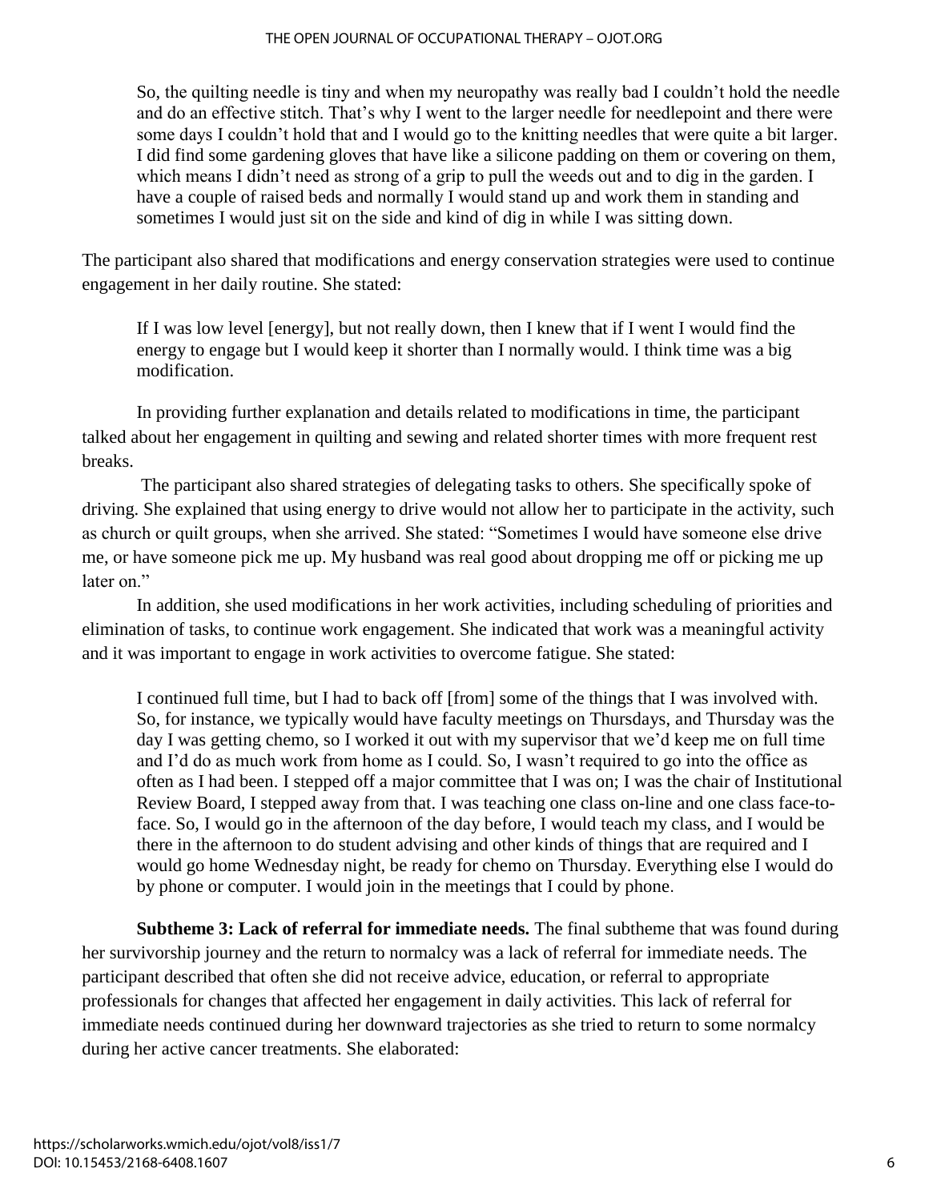> So, the quilting needle is tiny and when my neuropathy was really bad I couldn't hold the needle and do an effective stitch. That's why I went to the larger needle for needlepoint and there were some days I couldn't hold that and I would go to the knitting needles that were quite a bit larger. I did find some gardening gloves that have like a silicone padding on them or covering on them, which means I didn't need as strong of a grip to pull the weeds out and to dig in the garden. I have a couple of raised beds and normally I would stand up and work them in standing and sometimes I would just sit on the side and kind of dig in while I was sitting down.

The participant also shared that modifications and energy conservation strategies were used to continue engagement in her daily routine. She stated:

> If I was low level [energy], but not really down, then I knew that if I went I would find the energy to engage but I would keep it shorter than I normally would. I think time was a big modification.

In providing further explanation and details related to modifications in time, the participant talked about her engagement in quilting and sewing and related shorter times with more frequent rest breaks.

The participant also shared strategies of delegating tasks to others. She specifically spoke of driving. She explained that using energy to drive would not allow her to participate in the activity, such as church or quilt groups, when she arrived. She stated: "Sometimes I would have someone else drive me, or have someone pick me up. My husband was real good about dropping me off or picking me up later on."

In addition, she used modifications in her work activities, including scheduling of priorities and elimination of tasks, to continue work engagement. She indicated that work was a meaningful activity and it was important to engage in work activities to overcome fatigue. She stated:

> I continued full time, but I had to back off [from] some of the things that I was involved with. So, for instance, we typically would have faculty meetings on Thursdays, and Thursday was the day I was getting chemo, so I worked it out with my supervisor that we'd keep me on full time and I'd do as much work from home as I could. So, I wasn't required to go into the office as often as I had been. I stepped off a major committee that I was on; I was the chair of Institutional Review Board, I stepped away from that. I was teaching one class on-line and one class face-to-face. So, I would go in the afternoon of the day before, I would teach my class, and I would be there in the afternoon to do student advising and other kinds of things that are required and I would go home Wednesday night, be ready for chemo on Thursday. Everything else I would do by phone or computer. I would join in the meetings that I could by phone.

**Subtheme 3: Lack of referral for immediate needs.** The final subtheme that was found during her survivorship journey and the return to normalcy was a lack of referral for immediate needs. The participant described that often she did not receive advice, education, or referral to appropriate professionals for changes that affected her engagement in daily activities. This lack of referral for immediate needs continued during her downward trajectories as she tried to return to some normalcy during her active cancer treatments. She elaborated: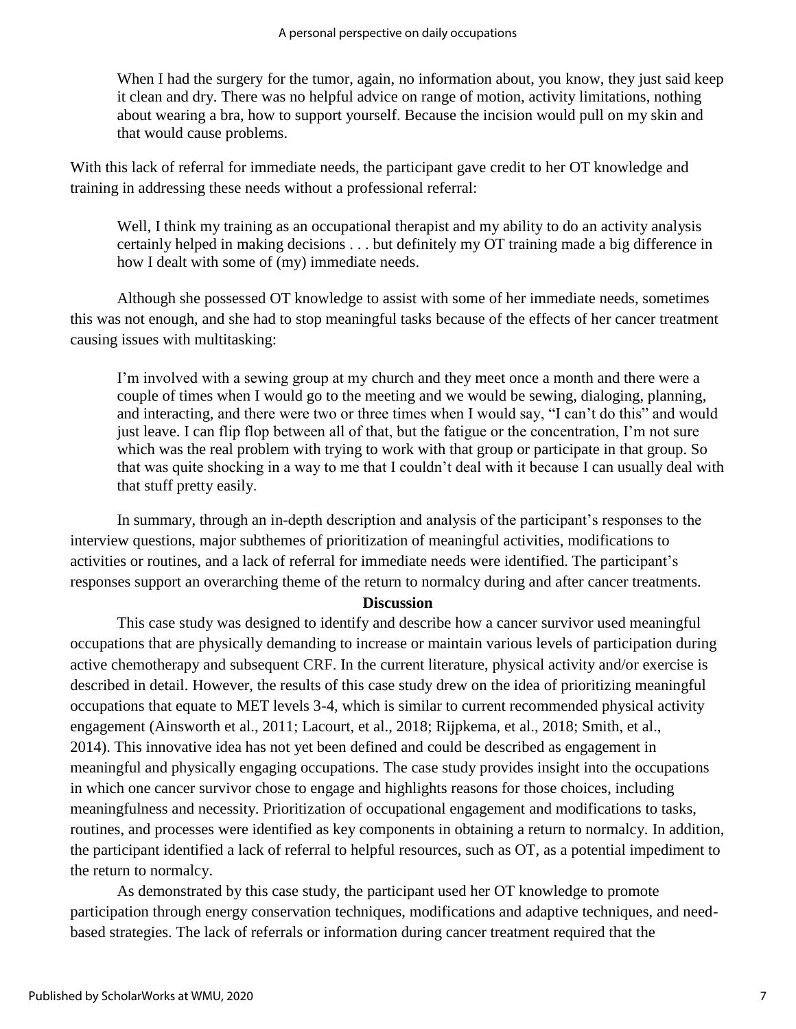> When I had the surgery for the tumor, again, no information about, you know, they just said keep it clean and dry. There was no helpful advice on range of motion, activity limitations, nothing about wearing a bra, how to support yourself. Because the incision would pull on my skin and that would cause problems.

With this lack of referral for immediate needs, the participant gave credit to her OT knowledge and training in addressing these needs without a professional referral:

> Well, I think my training as an occupational therapist and my ability to do an activity analysis certainly helped in making decisions . . . but definitely my OT training made a big difference in how I dealt with some of (my) immediate needs.

Although she possessed OT knowledge to assist with some of her immediate needs, sometimes this was not enough, and she had to stop meaningful tasks because of the effects of her cancer treatment causing issues with multitasking:

> I'm involved with a sewing group at my church and they meet once a month and there were a couple of times when I would go to the meeting and we would be sewing, dialoging, planning, and interacting, and there were two or three times when I would say, "I can't do this" and would just leave. I can flip flop between all of that, but the fatigue or the concentration, I'm not sure which was the real problem with trying to work with that group or participate in that group. So that was quite shocking in a way to me that I couldn't deal with it because I can usually deal with that stuff pretty easily.

In summary, through an in-depth description and analysis of the participant's responses to the interview questions, major subthemes of prioritization of meaningful activities, modifications to activities or routines, and a lack of referral for immediate needs were identified. The participant's responses support an overarching theme of the return to normalcy during and after cancer treatments.

## Discussion

This case study was designed to identify and describe how a cancer survivor used meaningful occupations that are physically demanding to increase or maintain various levels of participation during active chemotherapy and subsequent CRF. In the current literature, physical activity and/or exercise is described in detail. However, the results of this case study drew on the idea of prioritizing meaningful occupations that equate to MET levels 3-4, which is similar to current recommended physical activity engagement (Ainsworth et al., 2011; Lacourt, et al., 2018; Rijpkema, et al., 2018; Smith, et al., 2014). This innovative idea has not yet been defined and could be described as engagement in meaningful and physically engaging occupations. The case study provides insight into the occupations in which one cancer survivor chose to engage and highlights reasons for those choices, including meaningfulness and necessity. Prioritization of occupational engagement and modifications to tasks, routines, and processes were identified as key components in obtaining a return to normalcy. In addition, the participant identified a lack of referral to helpful resources, such as OT, as a potential impediment to the return to normalcy.

As demonstrated by this case study, the participant used her OT knowledge to promote participation through energy conservation techniques, modifications and adaptive techniques, and need-based strategies. The lack of referrals or information during cancer treatment required that the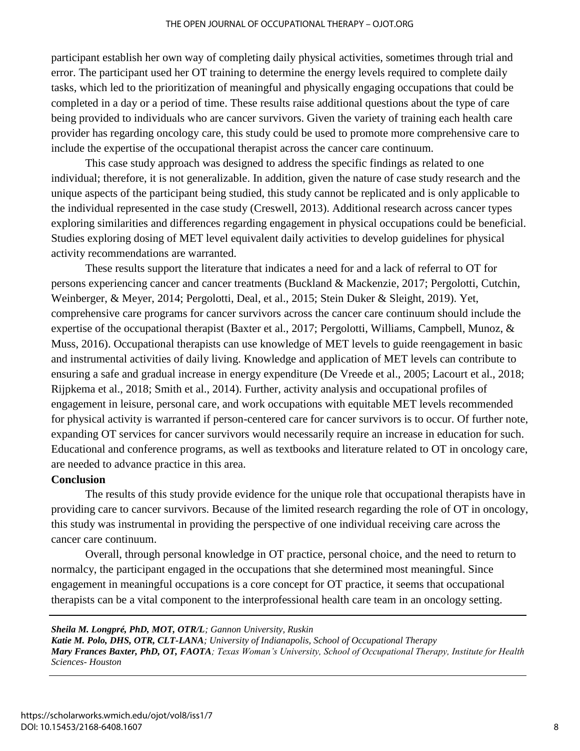participant establish her own way of completing daily physical activities, sometimes through trial and error. The participant used her OT training to determine the energy levels required to complete daily tasks, which led to the prioritization of meaningful and physically engaging occupations that could be completed in a day or a period of time. These results raise additional questions about the type of care being provided to individuals who are cancer survivors. Given the variety of training each health care provider has regarding oncology care, this study could be used to promote more comprehensive care to include the expertise of the occupational therapist across the cancer care continuum.

This case study approach was designed to address the specific findings as related to one individual; therefore, it is not generalizable. In addition, given the nature of case study research and the unique aspects of the participant being studied, this study cannot be replicated and is only applicable to the individual represented in the case study (Creswell, 2013). Additional research across cancer types exploring similarities and differences regarding engagement in physical occupations could be beneficial. Studies exploring dosing of MET level equivalent daily activities to develop guidelines for physical activity recommendations are warranted.

These results support the literature that indicates a need for and a lack of referral to OT for persons experiencing cancer and cancer treatments (Buckland & Mackenzie, 2017; Pergolotti, Cutchin, Weinberger, & Meyer, 2014; Pergolotti, Deal, et al., 2015; Stein Duker & Sleight, 2019). Yet, comprehensive care programs for cancer survivors across the cancer care continuum should include the expertise of the occupational therapist (Baxter et al., 2017; Pergolotti, Williams, Campbell, Munoz, & Muss, 2016). Occupational therapists can use knowledge of MET levels to guide reengagement in basic and instrumental activities of daily living. Knowledge and application of MET levels can contribute to ensuring a safe and gradual increase in energy expenditure (De Vreede et al., 2005; Lacourt et al., 2018; Rijpkema et al., 2018; Smith et al., 2014). Further, activity analysis and occupational profiles of engagement in leisure, personal care, and work occupations with equitable MET levels recommended for physical activity is warranted if person-centered care for cancer survivors is to occur. Of further note, expanding OT services for cancer survivors would necessarily require an increase in education for such. Educational and conference programs, as well as textbooks and literature related to OT in oncology care, are needed to advance practice in this area.

## Conclusion

The results of this study provide evidence for the unique role that occupational therapists have in providing care to cancer survivors. Because of the limited research regarding the role of OT in oncology, this study was instrumental in providing the perspective of one individual receiving care across the cancer care continuum.

Overall, through personal knowledge in OT practice, personal choice, and the need to return to normalcy, the participant engaged in the occupations that she determined most meaningful. Since engagement in meaningful occupations is a core concept for OT practice, it seems that occupational therapists can be a vital component to the interprofessional health care team in an oncology setting.

---

***Sheila M. Longpré, PhD, MOT, OTR/L****; Gannon University, Ruskin*

***Katie M. Polo, DHS, OTR, CLT-LANA****; University of Indianapolis, School of Occupational Therapy*

***Mary Frances Baxter, PhD, OT, FAOTA****; Texas Woman's University, School of Occupational Therapy, Institute for Health Sciences- Houston*

---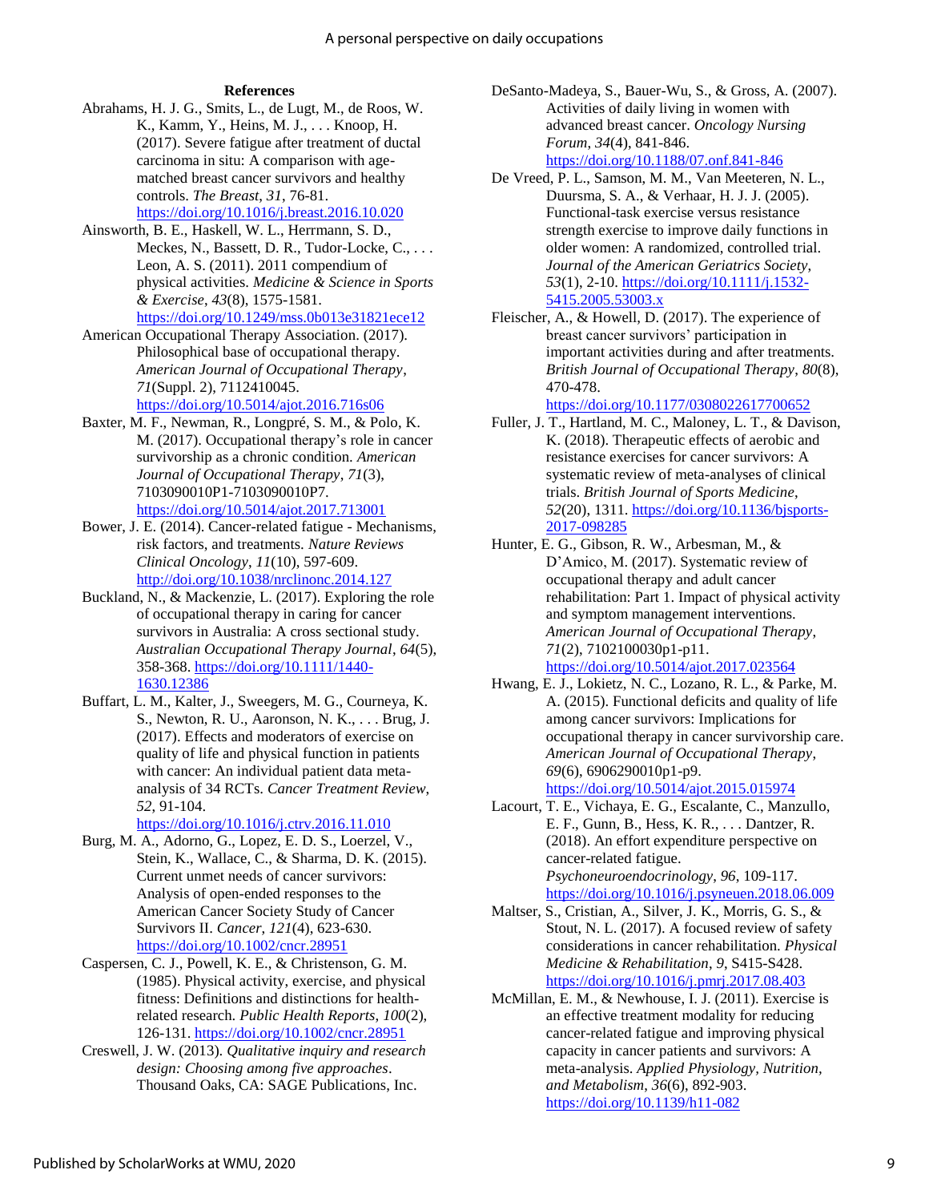## References

Abrahams, H. J. G., Smits, L., de Lugt, M., de Roos, W. K., Kamm, Y., Heins, M. J., . . . Knoop, H. (2017). Severe fatigue after treatment of ductal carcinoma in situ: A comparison with age-matched breast cancer survivors and healthy controls. *The Breast*, *31*, 76-81. https://doi.org/10.1016/j.breast.2016.10.020

Ainsworth, B. E., Haskell, W. L., Herrmann, S. D., Meckes, N., Bassett, D. R., Tudor-Locke, C., . . . Leon, A. S. (2011). 2011 compendium of physical activities. *Medicine & Science in Sports & Exercise*, *43*(8), 1575-1581. https://doi.org/10.1249/mss.0b013e31821ece12

American Occupational Therapy Association. (2017). Philosophical base of occupational therapy. *American Journal of Occupational Therapy*, *71*(Suppl. 2), 7112410045. https://doi.org/10.5014/ajot.2016.716s06

Baxter, M. F., Newman, R., Longpré, S. M., & Polo, K. M. (2017). Occupational therapy's role in cancer survivorship as a chronic condition. *American Journal of Occupational Therapy*, *71*(3), 7103090010P1-7103090010P7. https://doi.org/10.5014/ajot.2017.713001

Bower, J. E. (2014). Cancer-related fatigue - Mechanisms, risk factors, and treatments. *Nature Reviews Clinical Oncology*, *11*(10), 597-609. http://doi.org/10.1038/nrclinonc.2014.127

Buckland, N., & Mackenzie, L. (2017). Exploring the role of occupational therapy in caring for cancer survivors in Australia: A cross sectional study. *Australian Occupational Therapy Journal*, *64*(5), 358-368. https://doi.org/10.1111/1440-1630.12386

Buffart, L. M., Kalter, J., Sweegers, M. G., Courneya, K. S., Newton, R. U., Aaronson, N. K., . . . Brug, J. (2017). Effects and moderators of exercise on quality of life and physical function in patients with cancer: An individual patient data meta-analysis of 34 RCTs. *Cancer Treatment Review*, *52*, 91-104. https://doi.org/10.1016/j.ctrv.2016.11.010

Burg, M. A., Adorno, G., Lopez, E. D. S., Loerzel, V., Stein, K., Wallace, C., & Sharma, D. K. (2015). Current unmet needs of cancer survivors: Analysis of open-ended responses to the American Cancer Society Study of Cancer Survivors II. *Cancer*, *121*(4), 623-630. https://doi.org/10.1002/cncr.28951

Caspersen, C. J., Powell, K. E., & Christenson, G. M. (1985). Physical activity, exercise, and physical fitness: Definitions and distinctions for health-related research. *Public Health Reports*, *100*(2), 126-131. https://doi.org/10.1002/cncr.28951

Creswell, J. W. (2013). *Qualitative inquiry and research design: Choosing among five approaches*. Thousand Oaks, CA: SAGE Publications, Inc.

DeSanto-Madeya, S., Bauer-Wu, S., & Gross, A. (2007). Activities of daily living in women with advanced breast cancer. *Oncology Nursing Forum*, *34*(4), 841-846. https://doi.org/10.1188/07.onf.841-846

De Vreed, P. L., Samson, M. M., Van Meeteren, N. L., Duursma, S. A., & Verhaar, H. J. J. (2005). Functional-task exercise versus resistance strength exercise to improve daily functions in older women: A randomized, controlled trial. *Journal of the American Geriatrics Society*, *53*(1), 2-10. https://doi.org/10.1111/j.1532-5415.2005.53003.x

Fleischer, A., & Howell, D. (2017). The experience of breast cancer survivors' participation in important activities during and after treatments. *British Journal of Occupational Therapy*, *80*(8), 470-478. https://doi.org/10.1177/0308022617700652

Fuller, J. T., Hartland, M. C., Maloney, L. T., & Davison, K. (2018). Therapeutic effects of aerobic and resistance exercises for cancer survivors: A systematic review of meta-analyses of clinical trials. *British Journal of Sports Medicine*, *52*(20), 1311. https://doi.org/10.1136/bjsports-2017-098285

Hunter, E. G., Gibson, R. W., Arbesman, M., & D'Amico, M. (2017). Systematic review of occupational therapy and adult cancer rehabilitation: Part 1. Impact of physical activity and symptom management interventions. *American Journal of Occupational Therapy*, *71*(2), 7102100030p1-p11. https://doi.org/10.5014/ajot.2017.023564

Hwang, E. J., Lokietz, N. C., Lozano, R. L., & Parke, M. A. (2015). Functional deficits and quality of life among cancer survivors: Implications for occupational therapy in cancer survivorship care. *American Journal of Occupational Therapy*, *69*(6), 6906290010p1-p9. https://doi.org/10.5014/ajot.2015.015974

Lacourt, T. E., Vichaya, E. G., Escalante, C., Manzullo, E. F., Gunn, B., Hess, K. R., . . . Dantzer, R. (2018). An effort expenditure perspective on cancer-related fatigue. *Psychoneuroendocrinology*, *96*, 109-117. https://doi.org/10.1016/j.psyneuen.2018.06.009

Maltser, S., Cristian, A., Silver, J. K., Morris, G. S., & Stout, N. L. (2017). A focused review of safety considerations in cancer rehabilitation. *Physical Medicine & Rehabilitation*, *9*, S415-S428. https://doi.org/10.1016/j.pmrj.2017.08.403

McMillan, E. M., & Newhouse, I. J. (2011). Exercise is an effective treatment modality for reducing cancer-related fatigue and improving physical capacity in cancer patients and survivors: A meta-analysis. *Applied Physiology, Nutrition, and Metabolism*, *36*(6), 892-903. https://doi.org/10.1139/h11-082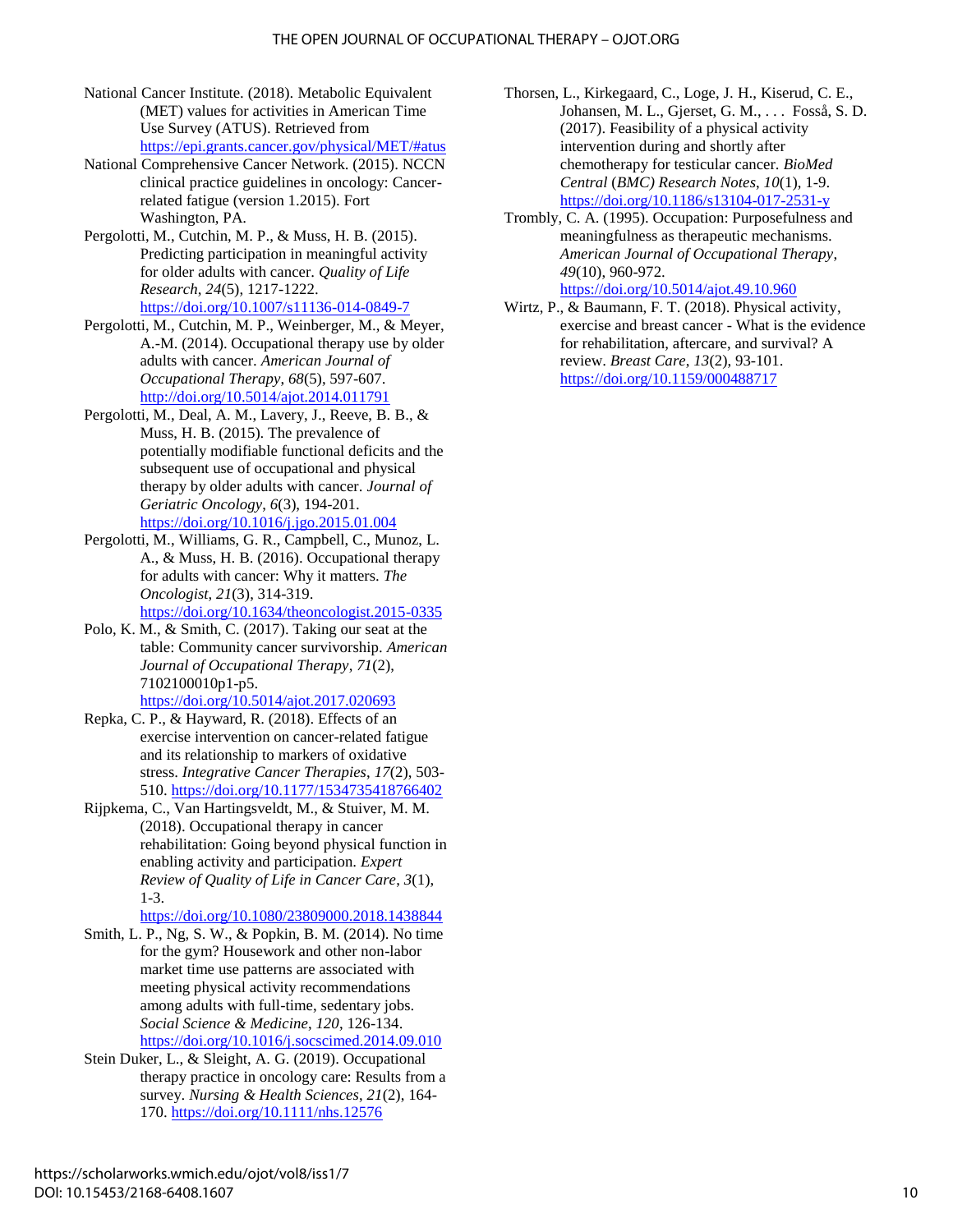National Cancer Institute. (2018). Metabolic Equivalent (MET) values for activities in American Time Use Survey (ATUS). Retrieved from https://epi.grants.cancer.gov/physical/MET/#atus

National Comprehensive Cancer Network. (2015). NCCN clinical practice guidelines in oncology: Cancer-related fatigue (version 1.2015). Fort Washington, PA.

Pergolotti, M., Cutchin, M. P., & Muss, H. B. (2015). Predicting participation in meaningful activity for older adults with cancer. *Quality of Life Research*, *24*(5), 1217-1222. https://doi.org/10.1007/s11136-014-0849-7

Pergolotti, M., Cutchin, M. P., Weinberger, M., & Meyer, A.-M. (2014). Occupational therapy use by older adults with cancer. *American Journal of Occupational Therapy*, *68*(5), 597-607. http://doi.org/10.5014/ajot.2014.011791

Pergolotti, M., Deal, A. M., Lavery, J., Reeve, B. B., & Muss, H. B. (2015). The prevalence of potentially modifiable functional deficits and the subsequent use of occupational and physical therapy by older adults with cancer. *Journal of Geriatric Oncology*, *6*(3), 194-201. https://doi.org/10.1016/j.jgo.2015.01.004

Pergolotti, M., Williams, G. R., Campbell, C., Munoz, L. A., & Muss, H. B. (2016). Occupational therapy for adults with cancer: Why it matters. *The Oncologist*, *21*(3), 314-319. https://doi.org/10.1634/theoncologist.2015-0335

Polo, K. M., & Smith, C. (2017). Taking our seat at the table: Community cancer survivorship. *American Journal of Occupational Therapy*, *71*(2), 7102100010p1-p5. https://doi.org/10.5014/ajot.2017.020693

Repka, C. P., & Hayward, R. (2018). Effects of an exercise intervention on cancer-related fatigue and its relationship to markers of oxidative stress. *Integrative Cancer Therapies*, *17*(2), 503-510. https://doi.org/10.1177/1534735418766402

Rijpkema, C., Van Hartingsveldt, M., & Stuiver, M. M. (2018). Occupational therapy in cancer rehabilitation: Going beyond physical function in enabling activity and participation. *Expert Review of Quality of Life in Cancer Care*, *3*(1), 1-3. https://doi.org/10.1080/23809000.2018.1438844

Smith, L. P., Ng, S. W., & Popkin, B. M. (2014). No time for the gym? Housework and other non-labor market time use patterns are associated with meeting physical activity recommendations among adults with full-time, sedentary jobs. *Social Science & Medicine*, *120*, 126-134. https://doi.org/10.1016/j.socscimed.2014.09.010

Stein Duker, L., & Sleight, A. G. (2019). Occupational therapy practice in oncology care: Results from a survey. *Nursing & Health Sciences*, *21*(2), 164-170. https://doi.org/10.1111/nhs.12576

Thorsen, L., Kirkegaard, C., Loge, J. H., Kiserud, C. E., Johansen, M. L., Gjerset, G. M., . . . Fosså, S. D. (2017). Feasibility of a physical activity intervention during and shortly after chemotherapy for testicular cancer. *BioMed Central* (*BMC) Research Notes*, *10*(1), 1-9. https://doi.org/10.1186/s13104-017-2531-y

Trombly, C. A. (1995). Occupation: Purposefulness and meaningfulness as therapeutic mechanisms. *American Journal of Occupational Therapy*, *49*(10), 960-972. https://doi.org/10.5014/ajot.49.10.960

Wirtz, P., & Baumann, F. T. (2018). Physical activity, exercise and breast cancer - What is the evidence for rehabilitation, aftercare, and survival? A review. *Breast Care*, *13*(2), 93-101. https://doi.org/10.1159/000488717